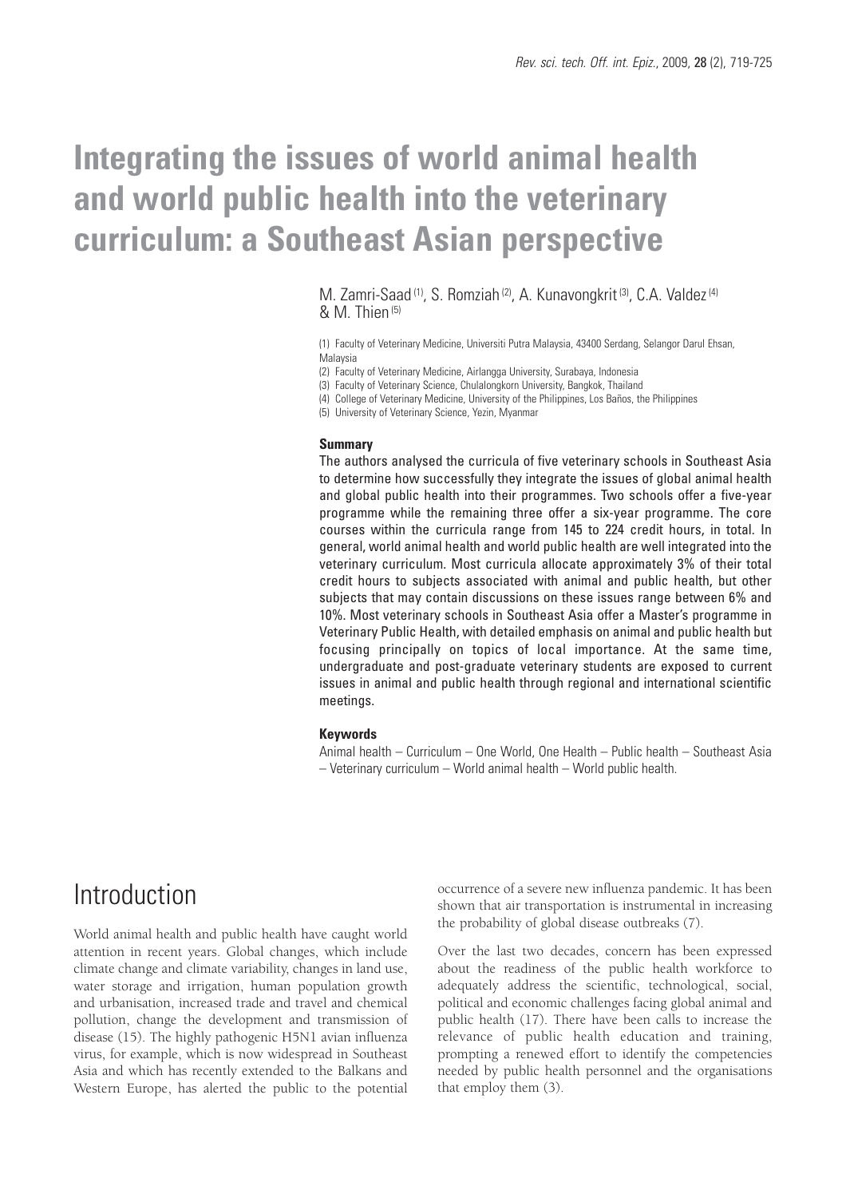# Integrating the issues of world animal health and world public health into the veterinary curriculum: a Southeast Asian perspective

M. Zamri-Saad [1], S. Romziah [2], A. Kunavongkrit [3], C.A. Valdez [4] & M. Thien [5]

(1) Faculty of Veterinary Medicine, Universiti Putra Malaysia, 43400 Serdang, Selangor Darul Ehsan, Malaysia

(2) Faculty of Veterinary Medicine, Airlangga University, Surabaya, Indonesia

(3) Faculty of Veterinary Science, Chulalongkorn University, Bangkok, Thailand

(4) College of Veterinary Medicine, University of the Philippines, Los Baños, the Philippines

(5) University of Veterinary Science, Yezin, Myanmar

### Summary

The authors analysed the curricula of five veterinary schools in Southeast Asia to determine how successfully they integrate the issues of global animal health and global public health into their programmes. Two schools offer a five-year programme while the remaining three offer a six-year programme. The core courses within the curricula range from 145 to 224 credit hours, in total. In general, world animal health and world public health are well integrated into the veterinary curriculum. Most curricula allocate approximately 3% of their total credit hours to subjects associated with animal and public health, but other subjects that may contain discussions on these issues range between 6% and 10%. Most veterinary schools in Southeast Asia offer a Master's programme in Veterinary Public Health, with detailed emphasis on animal and public health but focusing principally on topics of local importance. At the same time, undergraduate and post-graduate veterinary students are exposed to current issues in animal and public health through regional and international scientific meetings.

### Keywords

Animal health – Curriculum – One World, One Health – Public health – Southeast Asia – Veterinary curriculum – World animal health – World public health.

## Introduction

World animal health and public health have caught world attention in recent years. Global changes, which include climate change and climate variability, changes in land use, water storage and irrigation, human population growth and urbanisation, increased trade and travel and chemical pollution, change the development and transmission of disease (15). The highly pathogenic H5N1 avian influenza virus, for example, which is now widespread in Southeast Asia and which has recently extended to the Balkans and Western Europe, has alerted the public to the potential occurrence of a severe new influenza pandemic. It has been shown that air transportation is instrumental in increasing the probability of global disease outbreaks (7).

Over the last two decades, concern has been expressed about the readiness of the public health workforce to adequately address the scientific, technological, social, political and economic challenges facing global animal and public health (17). There have been calls to increase the relevance of public health education and training, prompting a renewed effort to identify the competencies needed by public health personnel and the organisations that employ them (3).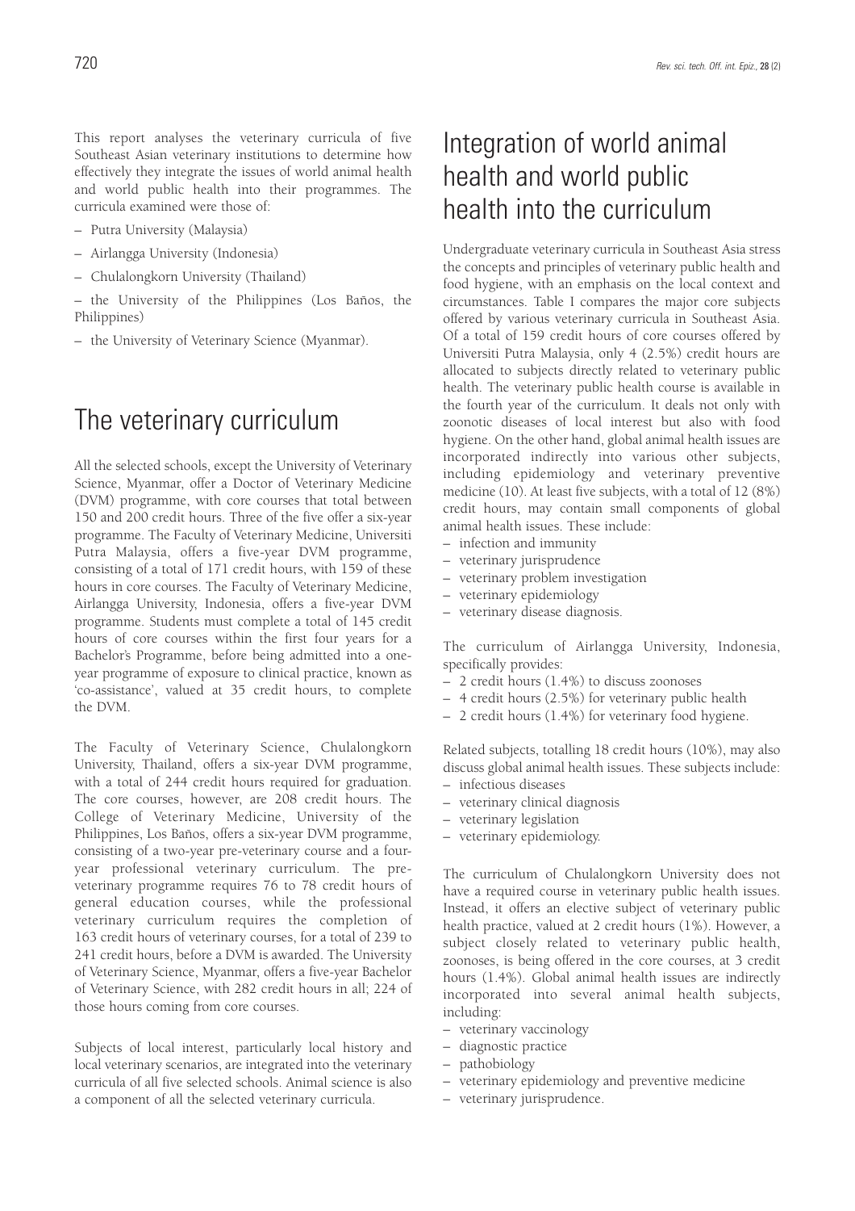This report analyses the veterinary curricula of five Southeast Asian veterinary institutions to determine how effectively they integrate the issues of world animal health and world public health into their programmes. The curricula examined were those of:

- Putra University (Malaysia)
- Airlangga University (Indonesia)
- Chulalongkorn University (Thailand)
- the University of the Philippines (Los Baños, the Philippines)
- the University of Veterinary Science (Myanmar).

## The veterinary curriculum

All the selected schools, except the University of Veterinary Science, Myanmar, offer a Doctor of Veterinary Medicine (DVM) programme, with core courses that total between 150 and 200 credit hours. Three of the five offer a six-year programme. The Faculty of Veterinary Medicine, Universiti Putra Malaysia, offers a five-year DVM programme, consisting of a total of 171 credit hours, with 159 of these hours in core courses. The Faculty of Veterinary Medicine, Airlangga University, Indonesia, offers a five-year DVM programme. Students must complete a total of 145 credit hours of core courses within the first four years for a Bachelor's Programme, before being admitted into a one-year programme of exposure to clinical practice, known as 'co-assistance', valued at 35 credit hours, to complete the DVM.

The Faculty of Veterinary Science, Chulalongkorn University, Thailand, offers a six-year DVM programme, with a total of 244 credit hours required for graduation. The core courses, however, are 208 credit hours. The College of Veterinary Medicine, University of the Philippines, Los Baños, offers a six-year DVM programme, consisting of a two-year pre-veterinary course and a four-year professional veterinary curriculum. The pre-veterinary programme requires 76 to 78 credit hours of general education courses, while the professional veterinary curriculum requires the completion of 163 credit hours of veterinary courses, for a total of 239 to 241 credit hours, before a DVM is awarded. The University of Veterinary Science, Myanmar, offers a five-year Bachelor of Veterinary Science, with 282 credit hours in all; 224 of those hours coming from core courses.

Subjects of local interest, particularly local history and local veterinary scenarios, are integrated into the veterinary curricula of all five selected schools. Animal science is also a component of all the selected veterinary curricula.

## Integration of world animal health and world public health into the curriculum

Undergraduate veterinary curricula in Southeast Asia stress the concepts and principles of veterinary public health and food hygiene, with an emphasis on the local context and circumstances. Table I compares the major core subjects offered by various veterinary curricula in Southeast Asia. Of a total of 159 credit hours of core courses offered by Universiti Putra Malaysia, only 4 (2.5%) credit hours are allocated to subjects directly related to veterinary public health. The veterinary public health course is available in the fourth year of the curriculum. It deals not only with zoonotic diseases of local interest but also with food hygiene. On the other hand, global animal health issues are incorporated indirectly into various other subjects, including epidemiology and veterinary preventive medicine (10). At least five subjects, with a total of 12 (8%) credit hours, may contain small components of global animal health issues. These include:

- infection and immunity
- veterinary jurisprudence
- veterinary problem investigation
- veterinary epidemiology
- veterinary disease diagnosis.

The curriculum of Airlangga University, Indonesia, specifically provides:

- 2 credit hours (1.4%) to discuss zoonoses
- 4 credit hours (2.5%) for veterinary public health
- 2 credit hours (1.4%) for veterinary food hygiene.

Related subjects, totalling 18 credit hours (10%), may also discuss global animal health issues. These subjects include:

- infectious diseases
- veterinary clinical diagnosis
- veterinary legislation
- veterinary epidemiology.

The curriculum of Chulalongkorn University does not have a required course in veterinary public health issues. Instead, it offers an elective subject of veterinary public health practice, valued at 2 credit hours (1%). However, a subject closely related to veterinary public health, zoonoses, is being offered in the core courses, at 3 credit hours (1.4%). Global animal health issues are indirectly incorporated into several animal health subjects, including:

- veterinary vaccinology
- diagnostic practice
- pathobiology
- veterinary epidemiology and preventive medicine
- veterinary jurisprudence.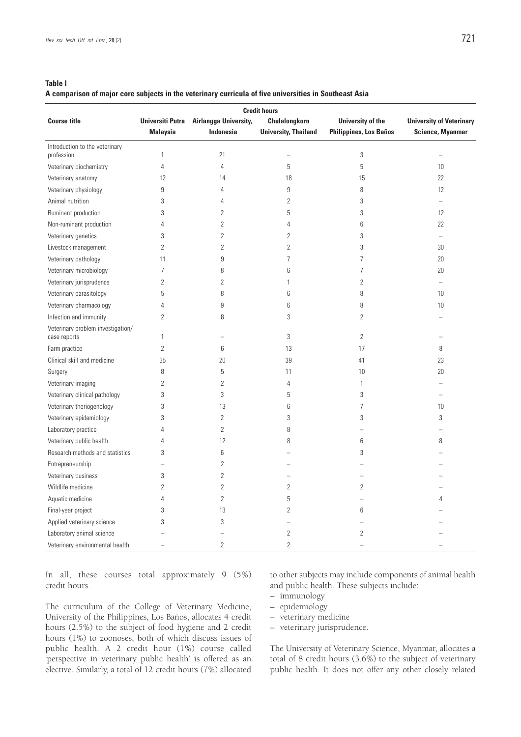**Table I**
**A comparison of major core subjects in the veterinary curricula of five universities in Southeast Asia**

| Course title | Credit hours | | | | |
|---|---|---|---|---|---|
| | Universiti Putra Malaysia | Airlangga University, Indonesia | Chulalongkorn University, Thailand | University of the Philippines, Los Baños | University of Veterinary Science, Myanmar |
| Introduction to the veterinary profession | 1 | 21 | – | 3 | – |
| Veterinary biochemistry | 4 | 4 | 5 | 5 | 10 |
| Veterinary anatomy | 12 | 14 | 18 | 15 | 22 |
| Veterinary physiology | 9 | 4 | 9 | 8 | 12 |
| Animal nutrition | 3 | 4 | 2 | 3 | – |
| Ruminant production | 3 | 2 | 5 | 3 | 12 |
| Non-ruminant production | 4 | 2 | 4 | 6 | 22 |
| Veterinary genetics | 3 | 2 | 2 | 3 | – |
| Livestock management | 2 | 2 | 2 | 3 | 30 |
| Veterinary pathology | 11 | 9 | 7 | 7 | 20 |
| Veterinary microbiology | 7 | 8 | 6 | 7 | 20 |
| Veterinary jurisprudence | 2 | 2 | 1 | 2 | – |
| Veterinary parasitology | 5 | 8 | 6 | 8 | 10 |
| Veterinary pharmacology | 4 | 9 | 6 | 8 | 10 |
| Infection and immunity | 2 | 8 | 3 | 2 | – |
| Veterinary problem investigation/ case reports | 1 | – | 3 | 2 | – |
| Farm practice | 2 | 6 | 13 | 17 | 8 |
| Clinical skill and medicine | 35 | 20 | 39 | 41 | 23 |
| Surgery | 8 | 5 | 11 | 10 | 20 |
| Veterinary imaging | 2 | 2 | 4 | 1 | – |
| Veterinary clinical pathology | 3 | 3 | 5 | 3 | – |
| Veterinary theriogenology | 3 | 13 | 6 | 7 | 10 |
| Veterinary epidemiology | 3 | 2 | 3 | 3 | 3 |
| Laboratory practice | 4 | 2 | 8 | – | – |
| Veterinary public health | 4 | 12 | 8 | 6 | 8 |
| Research methods and statistics | 3 | 6 | – | 3 | – |
| Entrepreneurship | – | 2 | – | – | – |
| Veterinary business | 3 | 2 | – | – | – |
| Wildlife medicine | 2 | 2 | 2 | 2 | – |
| Aquatic medicine | 4 | 2 | 5 | – | 4 |
| Final-year project | 3 | 13 | 2 | 6 | – |
| Applied veterinary science | 3 | 3 | – | – | – |
| Laboratory animal science | – | – | 2 | 2 | – |
| Veterinary environmental health | – | 2 | 2 | – | – |

In all, these courses total approximately 9 (5%) credit hours.

The curriculum of the College of Veterinary Medicine, University of the Philippines, Los Baños, allocates 4 credit hours (2.5%) to the subject of food hygiene and 2 credit hours (1%) to zoonoses, both of which discuss issues of public health. A 2 credit hour (1%) course called 'perspective in veterinary public health' is offered as an elective. Similarly, a total of 12 credit hours (7%) allocated to other subjects may include components of animal health and public health. These subjects include:

– immunology
– epidemiology
– veterinary medicine
– veterinary jurisprudence.

The University of Veterinary Science, Myanmar, allocates a total of 8 credit hours (3.6%) to the subject of veterinary public health. It does not offer any other closely related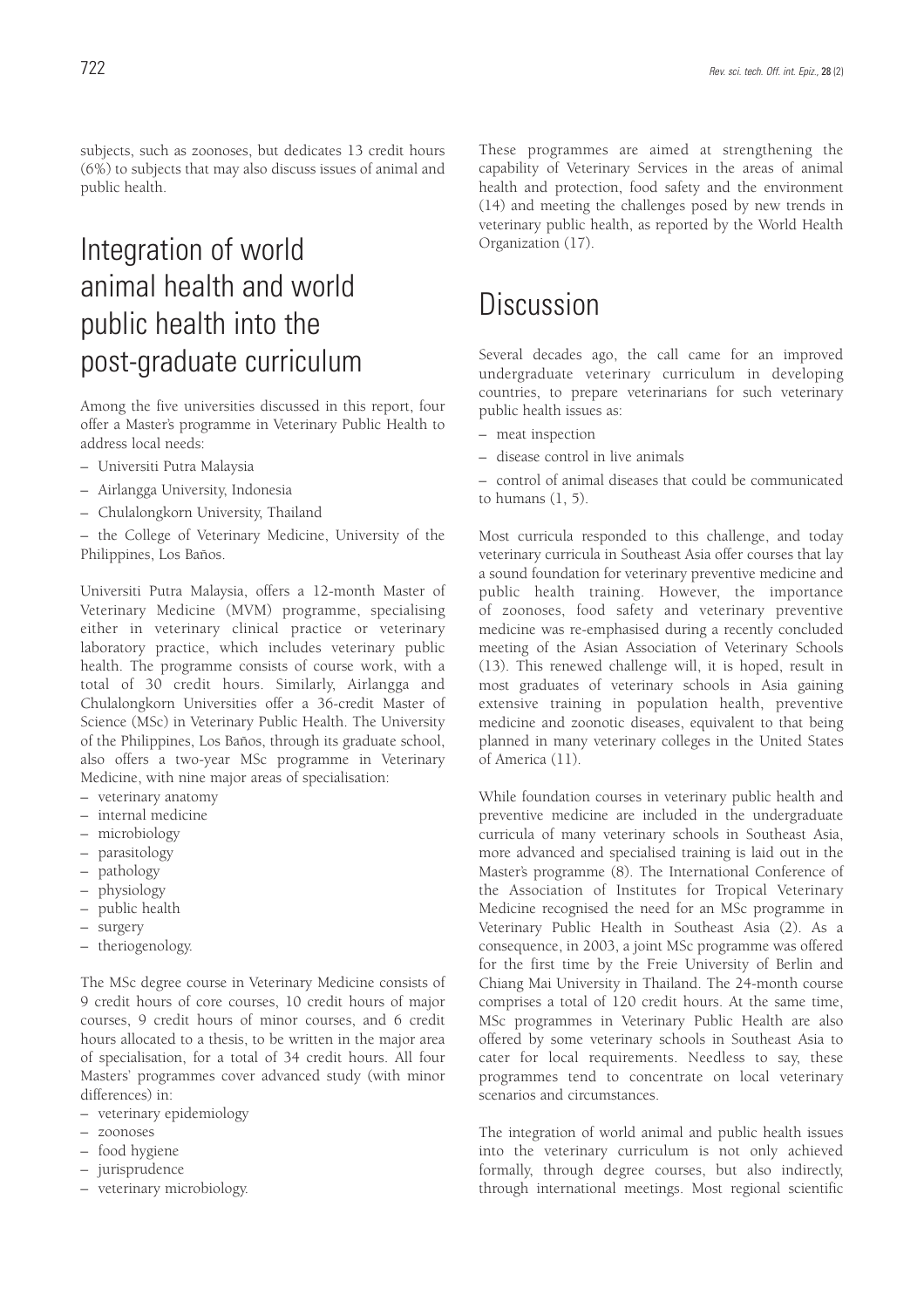subjects, such as zoonoses, but dedicates 13 credit hours (6%) to subjects that may also discuss issues of animal and public health.

## Integration of world animal health and world public health into the post-graduate curriculum

Among the five universities discussed in this report, four offer a Master's programme in Veterinary Public Health to address local needs:

- Universiti Putra Malaysia
- Airlangga University, Indonesia
- Chulalongkorn University, Thailand
- the College of Veterinary Medicine, University of the Philippines, Los Baños.

Universiti Putra Malaysia, offers a 12-month Master of Veterinary Medicine (MVM) programme, specialising either in veterinary clinical practice or veterinary laboratory practice, which includes veterinary public health. The programme consists of course work, with a total of 30 credit hours. Similarly, Airlangga and Chulalongkorn Universities offer a 36-credit Master of Science (MSc) in Veterinary Public Health. The University of the Philippines, Los Baños, through its graduate school, also offers a two-year MSc programme in Veterinary Medicine, with nine major areas of specialisation:

- veterinary anatomy
- internal medicine
- microbiology
- parasitology
- pathology
- physiology
- public health
- surgery
- theriogenology.

The MSc degree course in Veterinary Medicine consists of 9 credit hours of core courses, 10 credit hours of major courses, 9 credit hours of minor courses, and 6 credit hours allocated to a thesis, to be written in the major area of specialisation, for a total of 34 credit hours. All four Masters' programmes cover advanced study (with minor differences) in:

- veterinary epidemiology
- zoonoses
- food hygiene
- jurisprudence
- veterinary microbiology.

These programmes are aimed at strengthening the capability of Veterinary Services in the areas of animal health and protection, food safety and the environment (14) and meeting the challenges posed by new trends in veterinary public health, as reported by the World Health Organization (17).

## Discussion

Several decades ago, the call came for an improved undergraduate veterinary curriculum in developing countries, to prepare veterinarians for such veterinary public health issues as:

- meat inspection
- disease control in live animals
- control of animal diseases that could be communicated to humans (1, 5).

Most curricula responded to this challenge, and today veterinary curricula in Southeast Asia offer courses that lay a sound foundation for veterinary preventive medicine and public health training. However, the importance of zoonoses, food safety and veterinary preventive medicine was re-emphasised during a recently concluded meeting of the Asian Association of Veterinary Schools (13). This renewed challenge will, it is hoped, result in most graduates of veterinary schools in Asia gaining extensive training in population health, preventive medicine and zoonotic diseases, equivalent to that being planned in many veterinary colleges in the United States of America (11).

While foundation courses in veterinary public health and preventive medicine are included in the undergraduate curricula of many veterinary schools in Southeast Asia, more advanced and specialised training is laid out in the Master's programme (8). The International Conference of the Association of Institutes for Tropical Veterinary Medicine recognised the need for an MSc programme in Veterinary Public Health in Southeast Asia (2). As a consequence, in 2003, a joint MSc programme was offered for the first time by the Freie University of Berlin and Chiang Mai University in Thailand. The 24-month course comprises a total of 120 credit hours. At the same time, MSc programmes in Veterinary Public Health are also offered by some veterinary schools in Southeast Asia to cater for local requirements. Needless to say, these programmes tend to concentrate on local veterinary scenarios and circumstances.

The integration of world animal and public health issues into the veterinary curriculum is not only achieved formally, through degree courses, but also indirectly, through international meetings. Most regional scientific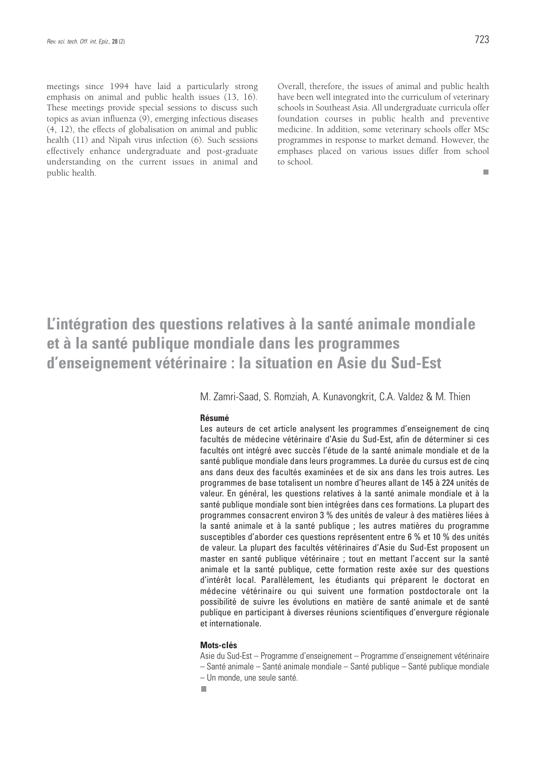meetings since 1994 have laid a particularly strong emphasis on animal and public health issues (13, 16). These meetings provide special sessions to discuss such topics as avian influenza (9), emerging infectious diseases (4, 12), the effects of globalisation on animal and public health (11) and Nipah virus infection (6). Such sessions effectively enhance undergraduate and post-graduate understanding on the current issues in animal and public health.

Overall, therefore, the issues of animal and public health have been well integrated into the curriculum of veterinary schools in Southeast Asia. All undergraduate curricula offer foundation courses in public health and preventive medicine. In addition, some veterinary schools offer MSc programmes in response to market demand. However, the emphases placed on various issues differ from school to school.

■

# L'intégration des questions relatives à la santé animale mondiale et à la santé publique mondiale dans les programmes d'enseignement vétérinaire : la situation en Asie du Sud-Est

M. Zamri-Saad, S. Romziah, A. Kunavongkrit, C.A. Valdez & M. Thien

### Résumé

Les auteurs de cet article analysent les programmes d'enseignement de cinq facultés de médecine vétérinaire d'Asie du Sud-Est, afin de déterminer si ces facultés ont intégré avec succès l'étude de la santé animale mondiale et de la santé publique mondiale dans leurs programmes. La durée du cursus est de cinq ans dans deux des facultés examinées et de six ans dans les trois autres. Les programmes de base totalisent un nombre d'heures allant de 145 à 224 unités de valeur. En général, les questions relatives à la santé animale mondiale et à la santé publique mondiale sont bien intégrées dans ces formations. La plupart des programmes consacrent environ 3 % des unités de valeur à des matières liées à la santé animale et à la santé publique ; les autres matières du programme susceptibles d'aborder ces questions représentent entre 6 % et 10 % des unités de valeur. La plupart des facultés vétérinaires d'Asie du Sud-Est proposent un master en santé publique vétérinaire ; tout en mettant l'accent sur la santé animale et la santé publique, cette formation reste axée sur des questions d'intérêt local. Parallèlement, les étudiants qui préparent le doctorat en médecine vétérinaire ou qui suivent une formation postdoctorale ont la possibilité de suivre les évolutions en matière de santé animale et de santé publique en participant à diverses réunions scientifiques d'envergure régionale et internationale.

### Mots-clés

Asie du Sud-Est – Programme d'enseignement – Programme d'enseignement vétérinaire – Santé animale – Santé animale mondiale – Santé publique – Santé publique mondiale – Un monde, une seule santé.

■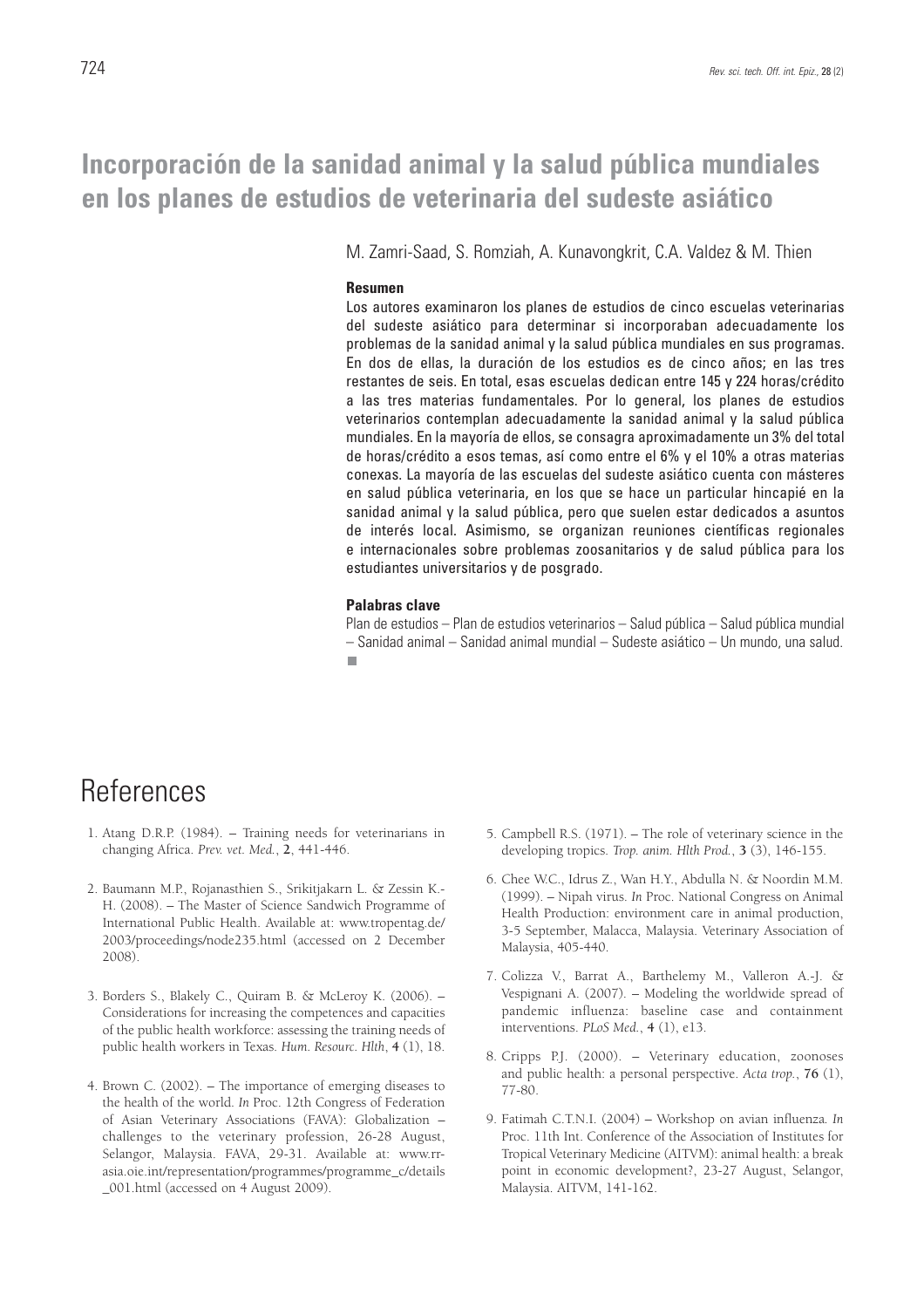# Incorporación de la sanidad animal y la salud pública mundiales en los planes de estudios de veterinaria del sudeste asiático

M. Zamri-Saad, S. Romziah, A. Kunavongkrit, C.A. Valdez & M. Thien

## Resumen

Los autores examinaron los planes de estudios de cinco escuelas veterinarias del sudeste asiático para determinar si incorporaban adecuadamente los problemas de la sanidad animal y la salud pública mundiales en sus programas. En dos de ellas, la duración de los estudios es de cinco años; en las tres restantes de seis. En total, esas escuelas dedican entre 145 y 224 horas/crédito a las tres materias fundamentales. Por lo general, los planes de estudios veterinarios contemplan adecuadamente la sanidad animal y la salud pública mundiales. En la mayoría de ellos, se consagra aproximadamente un 3% del total de horas/crédito a esos temas, así como entre el 6% y el 10% a otras materias conexas. La mayoría de las escuelas del sudeste asiático cuenta con másteres en salud pública veterinaria, en los que se hace un particular hincapié en la sanidad animal y la salud pública, pero que suelen estar dedicados a asuntos de interés local. Asimismo, se organizan reuniones científicas regionales e internacionales sobre problemas zoosanitarios y de salud pública para los estudiantes universitarios y de posgrado.

## Palabras clave

Plan de estudios – Plan de estudios veterinarios – Salud pública – Salud pública mundial – Sanidad animal – Sanidad animal mundial – Sudeste asiático – Un mundo, una salud.

# References

1. Atang D.R.P. (1984). – Training needs for veterinarians in changing Africa. *Prev. vet. Med.*, **2**, 441-446.

2. Baumann M.P., Rojanasthien S., Srikitjakarn L. & Zessin K.-H. (2008). – The Master of Science Sandwich Programme of International Public Health. Available at: www.tropentag.de/2003/proceedings/node235.html (accessed on 2 December 2008).

3. Borders S., Blakely C., Quiram B. & McLeroy K. (2006). – Considerations for increasing the competences and capacities of the public health workforce: assessing the training needs of public health workers in Texas. *Hum. Resourc. Hlth*, **4** (1), 18.

4. Brown C. (2002). – The importance of emerging diseases to the health of the world. *In* Proc. 12th Congress of Federation of Asian Veterinary Associations (FAVA): Globalization – challenges to the veterinary profession, 26-28 August, Selangor, Malaysia. FAVA, 29-31. Available at: www.rr-asia.oie.int/representation/programmes/programme_c/details_001.html (accessed on 4 August 2009).

5. Campbell R.S. (1971). – The role of veterinary science in the developing tropics. *Trop. anim. Hlth Prod.*, **3** (3), 146-155.

6. Chee W.C., Idrus Z., Wan H.Y., Abdulla N. & Noordin M.M. (1999). – Nipah virus. *In* Proc. National Congress on Animal Health Production: environment care in animal production, 3-5 September, Malacca, Malaysia. Veterinary Association of Malaysia, 405-440.

7. Colizza V., Barrat A., Barthelemy M., Valleron A.-J. & Vespignani A. (2007). – Modeling the worldwide spread of pandemic influenza: baseline case and containment interventions. *PLoS Med.*, **4** (1), e13.

8. Cripps P.J. (2000). – Veterinary education, zoonoses and public health: a personal perspective. *Acta trop.*, **76** (1), 77-80.

9. Fatimah C.T.N.I. (2004) – Workshop on avian influenza. *In* Proc. 11th Int. Conference of the Association of Institutes for Tropical Veterinary Medicine (AITVM): animal health: a break point in economic development?, 23-27 August, Selangor, Malaysia. AITVM, 141-162.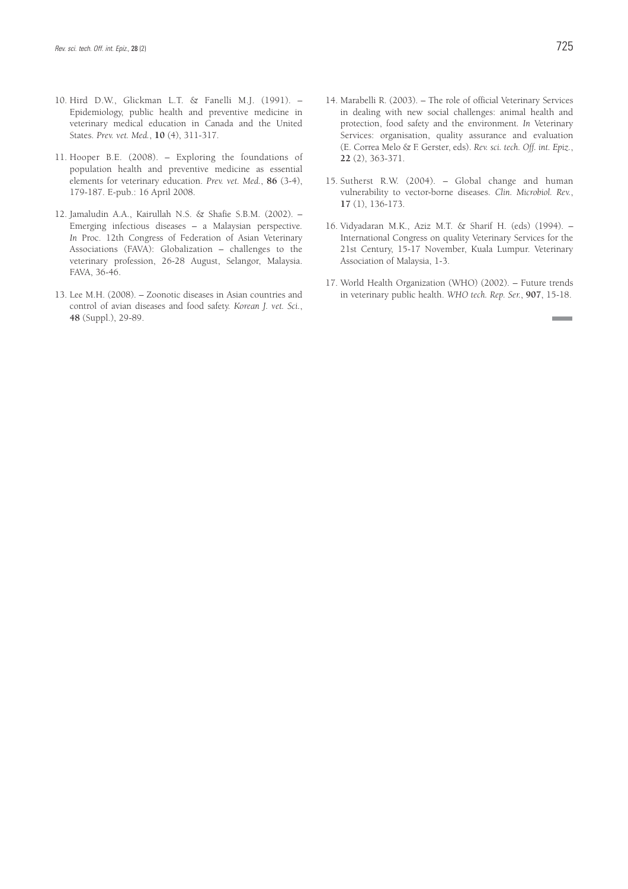10. Hird D.W., Glickman L.T. & Fanelli M.J. (1991). – Epidemiology, public health and preventive medicine in veterinary medical education in Canada and the United States. *Prev. vet. Med.*, **10** (4), 311-317.

11. Hooper B.E. (2008). – Exploring the foundations of population health and preventive medicine as essential elements for veterinary education. *Prev. vet. Med.*, **86** (3-4), 179-187. E-pub.: 16 April 2008.

12. Jamaludin A.A., Kairullah N.S. & Shafie S.B.M. (2002). – Emerging infectious diseases – a Malaysian perspective. *In* Proc. 12th Congress of Federation of Asian Veterinary Associations (FAVA): Globalization – challenges to the veterinary profession, 26-28 August, Selangor, Malaysia. FAVA, 36-46.

13. Lee M.H. (2008). – Zoonotic diseases in Asian countries and control of avian diseases and food safety. *Korean J. vet. Sci.*, **48** (Suppl.), 29-89.

14. Marabelli R. (2003). – The role of official Veterinary Services in dealing with new social challenges: animal health and protection, food safety and the environment. *In* Veterinary Services: organisation, quality assurance and evaluation (E. Correa Melo & F. Gerster, eds). *Rev. sci. tech. Off. int. Epiz.*, **22** (2), 363-371.

15. Sutherst R.W. (2004). – Global change and human vulnerability to vector-borne diseases. *Clin. Microbiol. Rev.*, **17** (1), 136-173.

16. Vidyadaran M.K., Aziz M.T. & Sharif H. (eds) (1994). – International Congress on quality Veterinary Services for the 21st Century, 15-17 November, Kuala Lumpur. Veterinary Association of Malaysia, 1-3.

17. World Health Organization (WHO) (2002). – Future trends in veterinary public health. *WHO tech. Rep. Ser.*, **907**, 15-18.